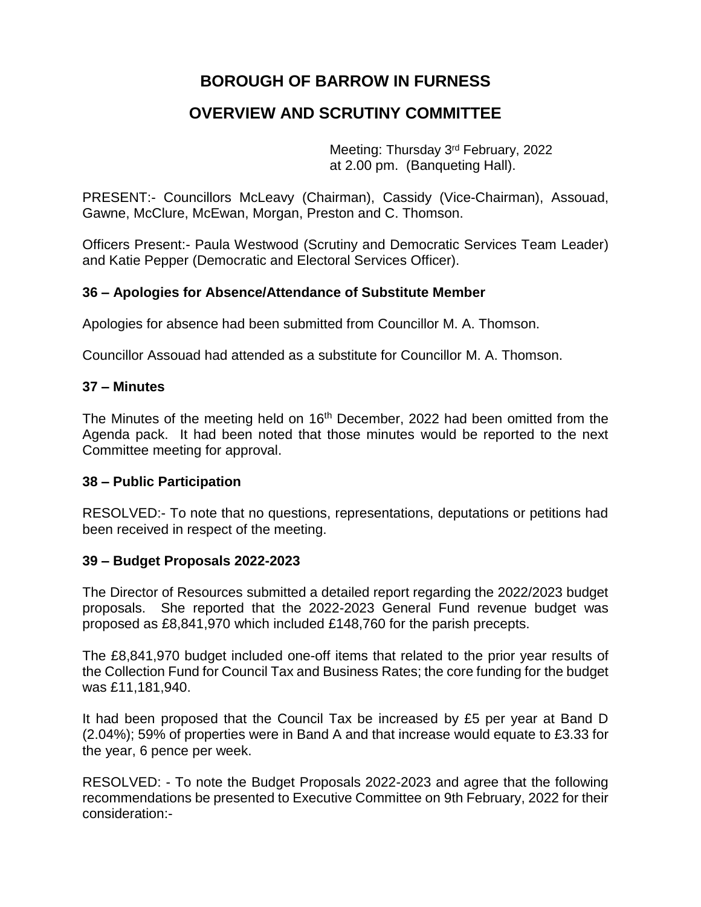# BOROUGH OF BARROW IN FURNESS

## OVERVIEW AND SCRUTINY COMMITTEE

Meeting: Thursday 3rd February, 2022
at 2.00 pm. (Banqueting Hall).

PRESENT:- Councillors McLeavy (Chairman), Cassidy (Vice-Chairman), Assouad, Gawne, McClure, McEwan, Morgan, Preston and C. Thomson.

Officers Present:- Paula Westwood (Scrutiny and Democratic Services Team Leader) and Katie Pepper (Democratic and Electoral Services Officer).

### 36 – Apologies for Absence/Attendance of Substitute Member

Apologies for absence had been submitted from Councillor M. A. Thomson.

Councillor Assouad had attended as a substitute for Councillor M. A. Thomson.

### 37 – Minutes

The Minutes of the meeting held on 16th December, 2022 had been omitted from the Agenda pack. It had been noted that those minutes would be reported to the next Committee meeting for approval.

### 38 – Public Participation

RESOLVED:- To note that no questions, representations, deputations or petitions had been received in respect of the meeting.

### 39 – Budget Proposals 2022-2023

The Director of Resources submitted a detailed report regarding the 2022/2023 budget proposals. She reported that the 2022-2023 General Fund revenue budget was proposed as £8,841,970 which included £148,760 for the parish precepts.

The £8,841,970 budget included one-off items that related to the prior year results of the Collection Fund for Council Tax and Business Rates; the core funding for the budget was £11,181,940.

It had been proposed that the Council Tax be increased by £5 per year at Band D (2.04%); 59% of properties were in Band A and that increase would equate to £3.33 for the year, 6 pence per week.

RESOLVED: - To note the Budget Proposals 2022-2023 and agree that the following recommendations be presented to Executive Committee on 9th February, 2022 for their consideration:-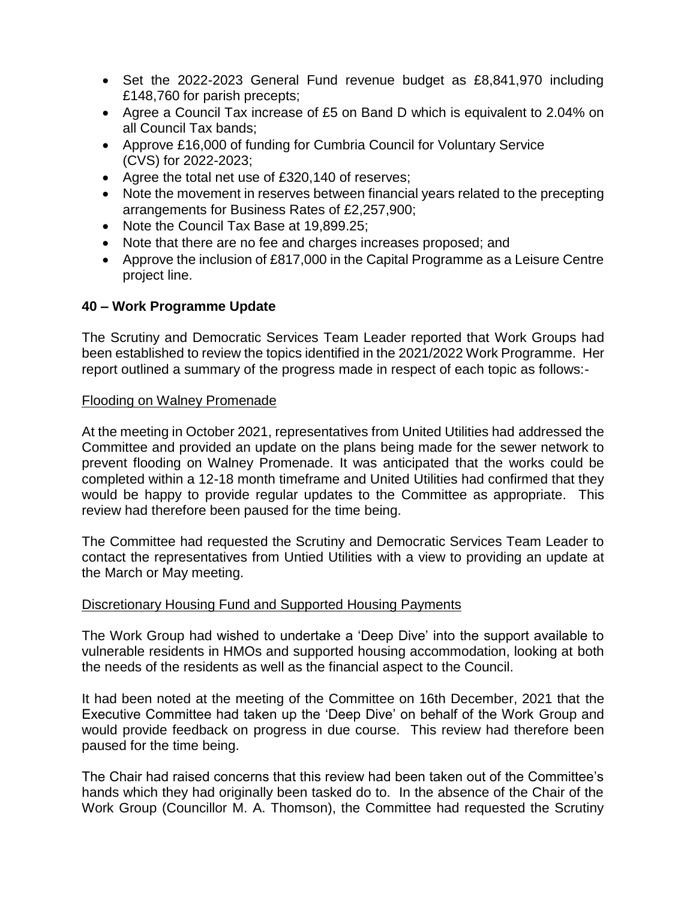- Set the 2022-2023 General Fund revenue budget as £8,841,970 including £148,760 for parish precepts;
- Agree a Council Tax increase of £5 on Band D which is equivalent to 2.04% on all Council Tax bands;
- Approve £16,000 of funding for Cumbria Council for Voluntary Service (CVS) for 2022-2023;
- Agree the total net use of £320,140 of reserves;
- Note the movement in reserves between financial years related to the precepting arrangements for Business Rates of £2,257,900;
- Note the Council Tax Base at 19,899.25;
- Note that there are no fee and charges increases proposed; and
- Approve the inclusion of £817,000 in the Capital Programme as a Leisure Centre project line.

### 40 – Work Programme Update

The Scrutiny and Democratic Services Team Leader reported that Work Groups had been established to review the topics identified in the 2021/2022 Work Programme. Her report outlined a summary of the progress made in respect of each topic as follows:-

<u>Flooding on Walney Promenade</u>

At the meeting in October 2021, representatives from United Utilities had addressed the Committee and provided an update on the plans being made for the sewer network to prevent flooding on Walney Promenade. It was anticipated that the works could be completed within a 12-18 month timeframe and United Utilities had confirmed that they would be happy to provide regular updates to the Committee as appropriate. This review had therefore been paused for the time being.

The Committee had requested the Scrutiny and Democratic Services Team Leader to contact the representatives from Untied Utilities with a view to providing an update at the March or May meeting.

<u>Discretionary Housing Fund and Supported Housing Payments</u>

The Work Group had wished to undertake a 'Deep Dive' into the support available to vulnerable residents in HMOs and supported housing accommodation, looking at both the needs of the residents as well as the financial aspect to the Council.

It had been noted at the meeting of the Committee on 16th December, 2021 that the Executive Committee had taken up the 'Deep Dive' on behalf of the Work Group and would provide feedback on progress in due course. This review had therefore been paused for the time being.

The Chair had raised concerns that this review had been taken out of the Committee's hands which they had originally been tasked do to. In the absence of the Chair of the Work Group (Councillor M. A. Thomson), the Committee had requested the Scrutiny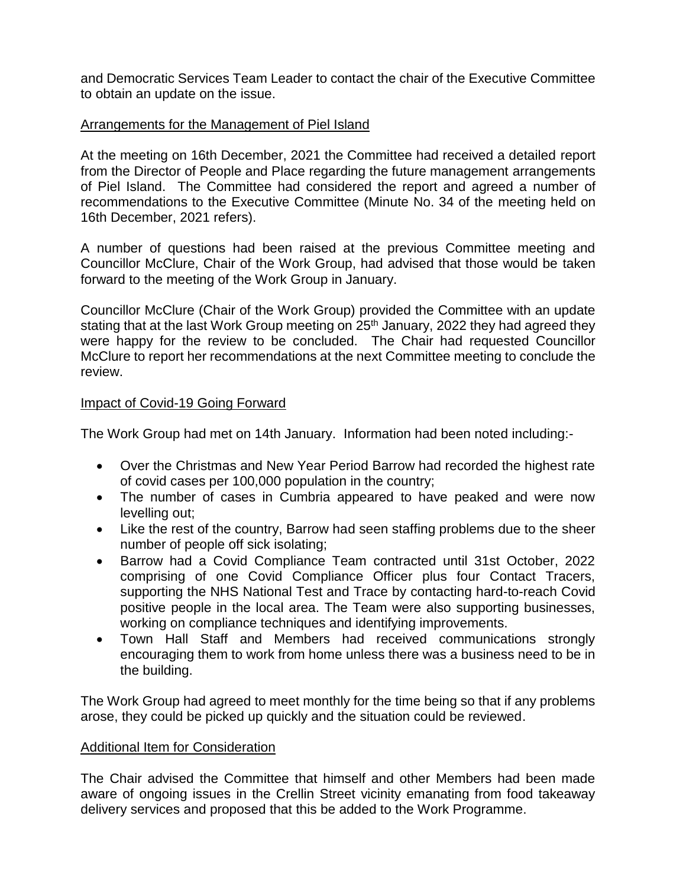and Democratic Services Team Leader to contact the chair of the Executive Committee to obtain an update on the issue.

Arrangements for the Management of Piel Island

At the meeting on 16th December, 2021 the Committee had received a detailed report from the Director of People and Place regarding the future management arrangements of Piel Island. The Committee had considered the report and agreed a number of recommendations to the Executive Committee (Minute No. 34 of the meeting held on 16th December, 2021 refers).

A number of questions had been raised at the previous Committee meeting and Councillor McClure, Chair of the Work Group, had advised that those would be taken forward to the meeting of the Work Group in January.

Councillor McClure (Chair of the Work Group) provided the Committee with an update stating that at the last Work Group meeting on 25th January, 2022 they had agreed they were happy for the review to be concluded. The Chair had requested Councillor McClure to report her recommendations at the next Committee meeting to conclude the review.

Impact of Covid-19 Going Forward

The Work Group had met on 14th January. Information had been noted including:-

- Over the Christmas and New Year Period Barrow had recorded the highest rate of covid cases per 100,000 population in the country;
- The number of cases in Cumbria appeared to have peaked and were now levelling out;
- Like the rest of the country, Barrow had seen staffing problems due to the sheer number of people off sick isolating;
- Barrow had a Covid Compliance Team contracted until 31st October, 2022 comprising of one Covid Compliance Officer plus four Contact Tracers, supporting the NHS National Test and Trace by contacting hard-to-reach Covid positive people in the local area. The Team were also supporting businesses, working on compliance techniques and identifying improvements.
- Town Hall Staff and Members had received communications strongly encouraging them to work from home unless there was a business need to be in the building.

The Work Group had agreed to meet monthly for the time being so that if any problems arose, they could be picked up quickly and the situation could be reviewed.

Additional Item for Consideration

The Chair advised the Committee that himself and other Members had been made aware of ongoing issues in the Crellin Street vicinity emanating from food takeaway delivery services and proposed that this be added to the Work Programme.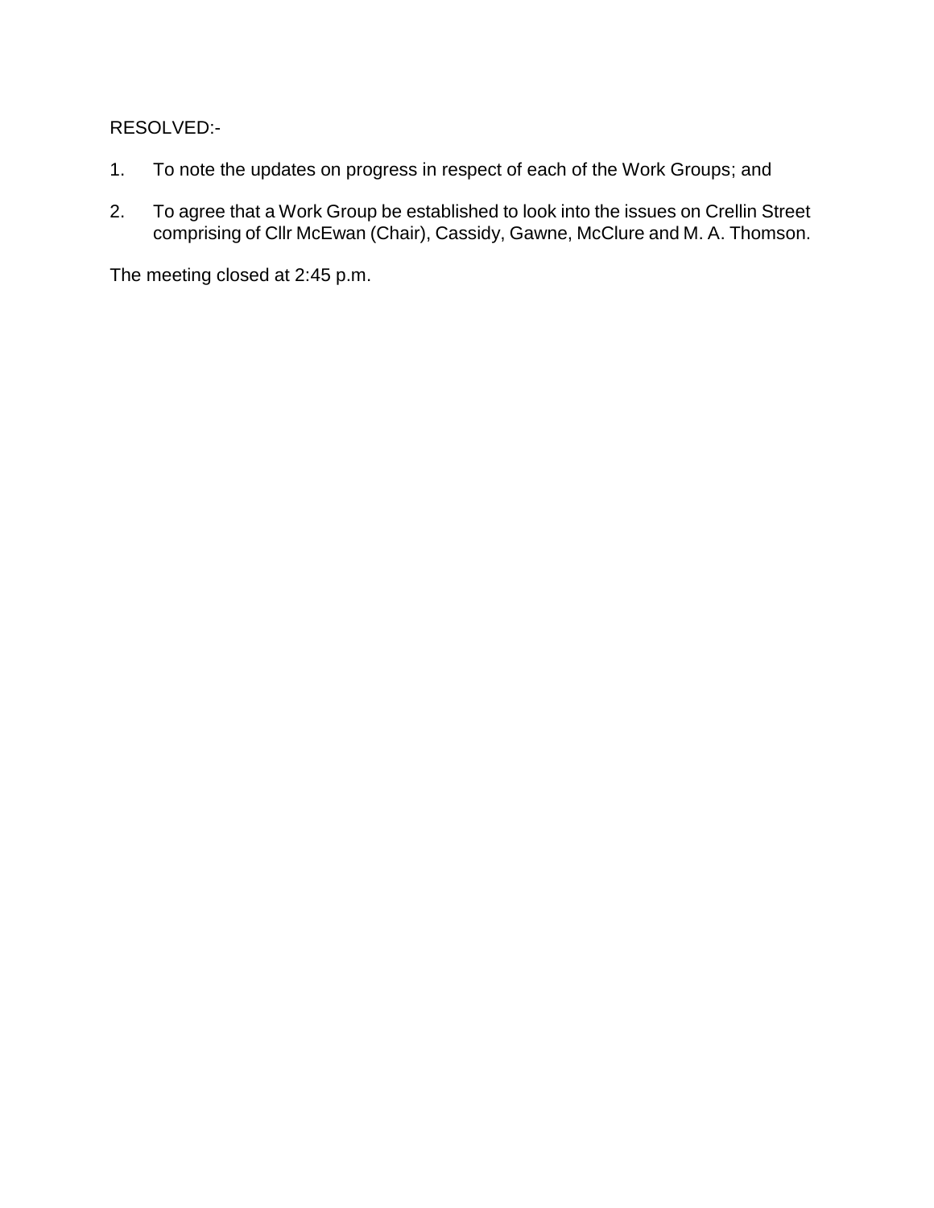RESOLVED:-

1. To note the updates on progress in respect of each of the Work Groups; and
2. To agree that a Work Group be established to look into the issues on Crellin Street comprising of Cllr McEwan (Chair), Cassidy, Gawne, McClure and M. A. Thomson.

The meeting closed at 2:45 p.m.